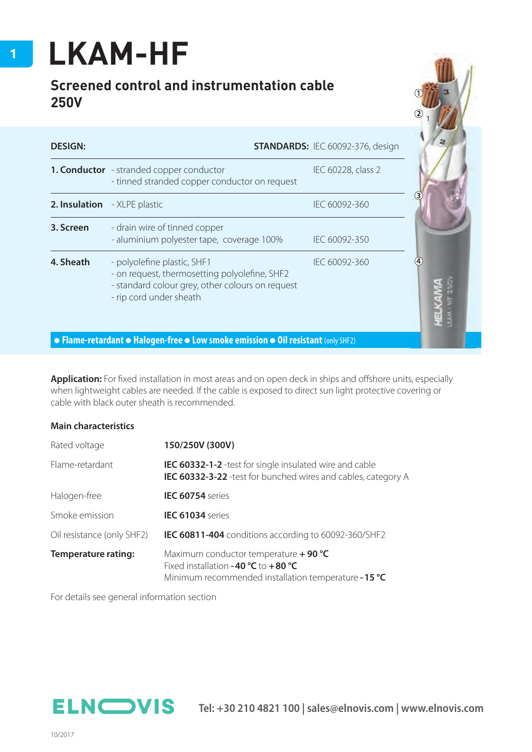# LKAM-HF

## Screened control and instrumentation cable 250V

| DESIGN: | | STANDARDS: IEC 60092-376, design |
|---|---|---|
| **1. Conductor** | - stranded copper conductor<br>- tinned stranded copper conductor on request | IEC 60228, class 2 |
| **2. Insulation** | - XLPE plastic | IEC 60092-360 |
| **3. Screen** | - drain wire of tinned copper<br>- aluminium polyester tape, coverage 100% | IEC 60092-350 |
| **4. Sheath** | - polyolefine plastic, SHF1<br>- on request, thermosetting polyolefine, SHF2<br>- standard colour grey, other colours on request<br>- rip cord under sheath | IEC 60092-360 |

**● Flame-retardant ● Halogen-free ● Low smoke emission ● Oil resistant** (only SHF2)

**Application:** For fixed installation in most areas and on open deck in ships and offshore units, especially when lightweight cables are needed. If the cable is exposed to direct sun light protective covering or cable with black outer sheath is recommended.

### Main characteristics

| | |
|---|---|
| Rated voltage | **150/250V (300V)** |
| Flame-retardant | **IEC 60332-1-2** -test for single insulated wire and cable<br>**IEC 60332-3-22** -test for bunched wires and cables, category A |
| Halogen-free | **IEC 60754** series |
| Smoke emission | **IEC 61034** series |
| Oil resistance (only SHF2) | **IEC 60811-404** conditions according to 60092-360/SHF2 |
| **Temperature rating:** | Maximum conductor temperature **+ 90 °C**<br>Fixed installation **- 40 °C** to **+ 80 °C**<br>Minimum recommended installation temperature **- 15 °C** |

For details see general information section

ELNOVIS **Tel: +30 210 4821 100 | sales@elnovis.com | www.elnovis.com**

10/2017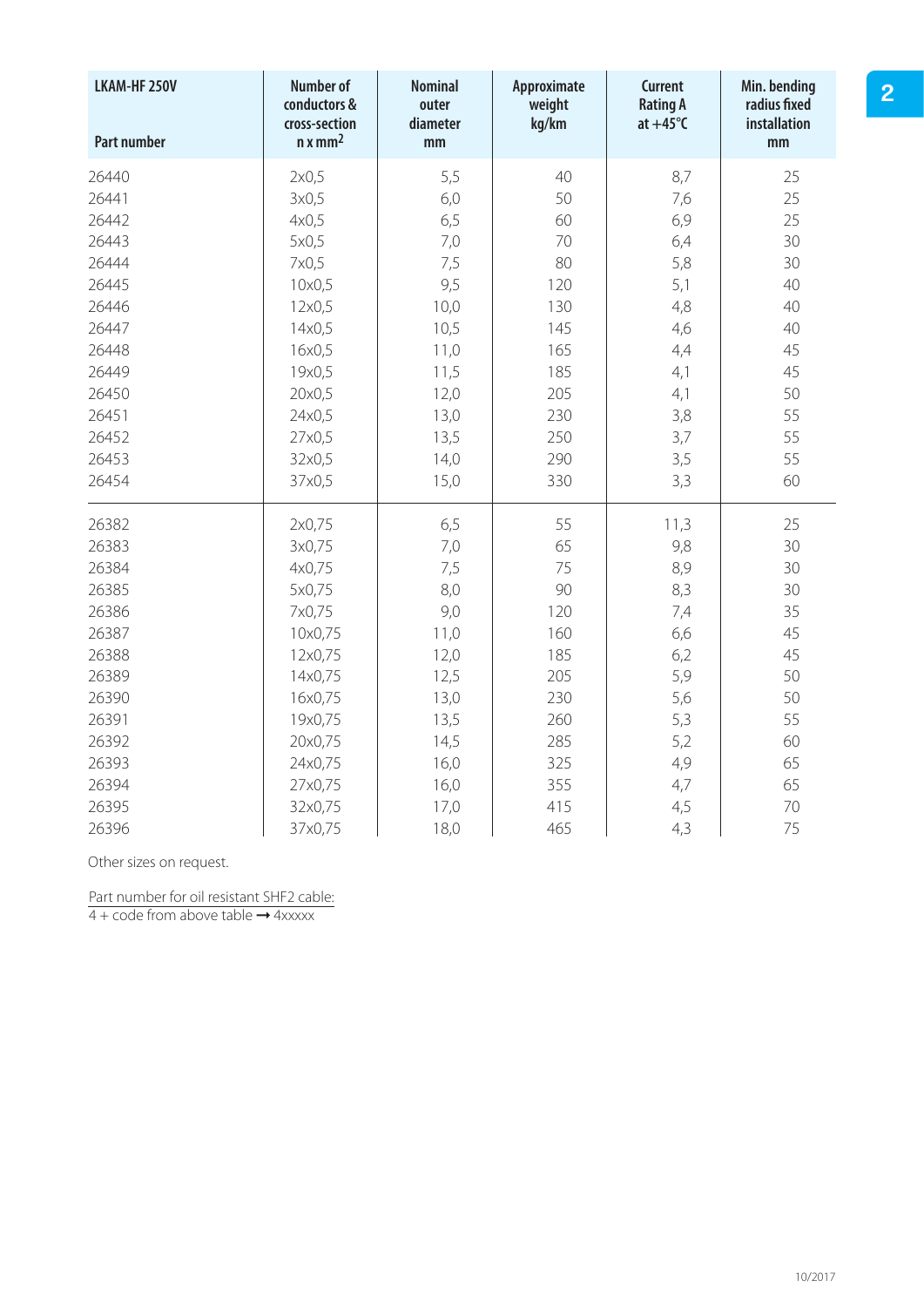| LKAM-HF 250V<br><br>Part number | Number of conductors & cross-section n x mm² | Nominal outer diameter mm | Approximate weight kg/km | Current Rating A at +45°C | Min. bending radius fixed installation mm |
|---|---|---|---|---|---|
| 26440 | 2x0,5 | 5,5 | 40 | 8,7 | 25 |
| 26441 | 3x0,5 | 6,0 | 50 | 7,6 | 25 |
| 26442 | 4x0,5 | 6,5 | 60 | 6,9 | 25 |
| 26443 | 5x0,5 | 7,0 | 70 | 6,4 | 30 |
| 26444 | 7x0,5 | 7,5 | 80 | 5,8 | 30 |
| 26445 | 10x0,5 | 9,5 | 120 | 5,1 | 40 |
| 26446 | 12x0,5 | 10,0 | 130 | 4,8 | 40 |
| 26447 | 14x0,5 | 10,5 | 145 | 4,6 | 40 |
| 26448 | 16x0,5 | 11,0 | 165 | 4,4 | 45 |
| 26449 | 19x0,5 | 11,5 | 185 | 4,1 | 45 |
| 26450 | 20x0,5 | 12,0 | 205 | 4,1 | 50 |
| 26451 | 24x0,5 | 13,0 | 230 | 3,8 | 55 |
| 26452 | 27x0,5 | 13,5 | 250 | 3,7 | 55 |
| 26453 | 32x0,5 | 14,0 | 290 | 3,5 | 55 |
| 26454 | 37x0,5 | 15,0 | 330 | 3,3 | 60 |
| 26382 | 2x0,75 | 6,5 | 55 | 11,3 | 25 |
| 26383 | 3x0,75 | 7,0 | 65 | 9,8 | 30 |
| 26384 | 4x0,75 | 7,5 | 75 | 8,9 | 30 |
| 26385 | 5x0,75 | 8,0 | 90 | 8,3 | 30 |
| 26386 | 7x0,75 | 9,0 | 120 | 7,4 | 35 |
| 26387 | 10x0,75 | 11,0 | 160 | 6,6 | 45 |
| 26388 | 12x0,75 | 12,0 | 185 | 6,2 | 45 |
| 26389 | 14x0,75 | 12,5 | 205 | 5,9 | 50 |
| 26390 | 16x0,75 | 13,0 | 230 | 5,6 | 50 |
| 26391 | 19x0,75 | 13,5 | 260 | 5,3 | 55 |
| 26392 | 20x0,75 | 14,5 | 285 | 5,2 | 60 |
| 26393 | 24x0,75 | 16,0 | 325 | 4,9 | 65 |
| 26394 | 27x0,75 | 16,0 | 355 | 4,7 | 65 |
| 26395 | 32x0,75 | 17,0 | 415 | 4,5 | 70 |
| 26396 | 37x0,75 | 18,0 | 465 | 4,3 | 75 |

Other sizes on request.

Part number for oil resistant SHF2 cable:
4 + code from above table → 4xxxxx